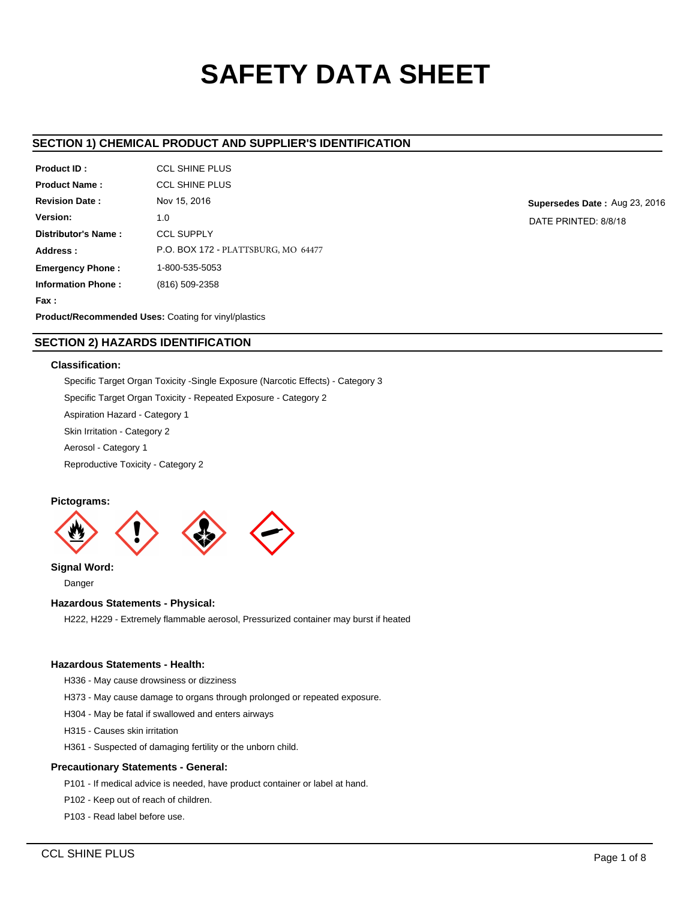# SAFETY DATA SHEET

## SECTION 1) CHEMICAL PRODUCT AND SUPPLIER'S IDENTIFICATION

**Product ID :** CCL SHINE PLUS

**Product Name :** CCL SHINE PLUS

**Revision Date :** Nov 15, 2016

**Supersedes Date :** Aug 23, 2016

DATE PRINTED: 8/8/18

**Version:** 1.0

**Distributor's Name :** CCL SUPPLY

**Address :** P.O. BOX 172 - PLATTSBURG, MO 64477

**Emergency Phone :** 1-800-535-5053

**Information Phone :** (816) 509-2358

**Fax :**

**Product/Recommended Uses:** Coating for vinyl/plastics

## SECTION 2) HAZARDS IDENTIFICATION

### Classification:

Specific Target Organ Toxicity -Single Exposure (Narcotic Effects) - Category 3

Specific Target Organ Toxicity - Repeated Exposure - Category 2

Aspiration Hazard - Category 1

Skin Irritation - Category 2

Aerosol - Category 1

Reproductive Toxicity - Category 2

### Pictograms:

### Signal Word:

Danger

### Hazardous Statements - Physical:

H222, H229 - Extremely flammable aerosol, Pressurized container may burst if heated

### Hazardous Statements - Health:

H336 - May cause drowsiness or dizziness

H373 - May cause damage to organs through prolonged or repeated exposure.

H304 - May be fatal if swallowed and enters airways

H315 - Causes skin irritation

H361 - Suspected of damaging fertility or the unborn child.

### Precautionary Statements - General:

P101 - If medical advice is needed, have product container or label at hand.

P102 - Keep out of reach of children.

P103 - Read label before use.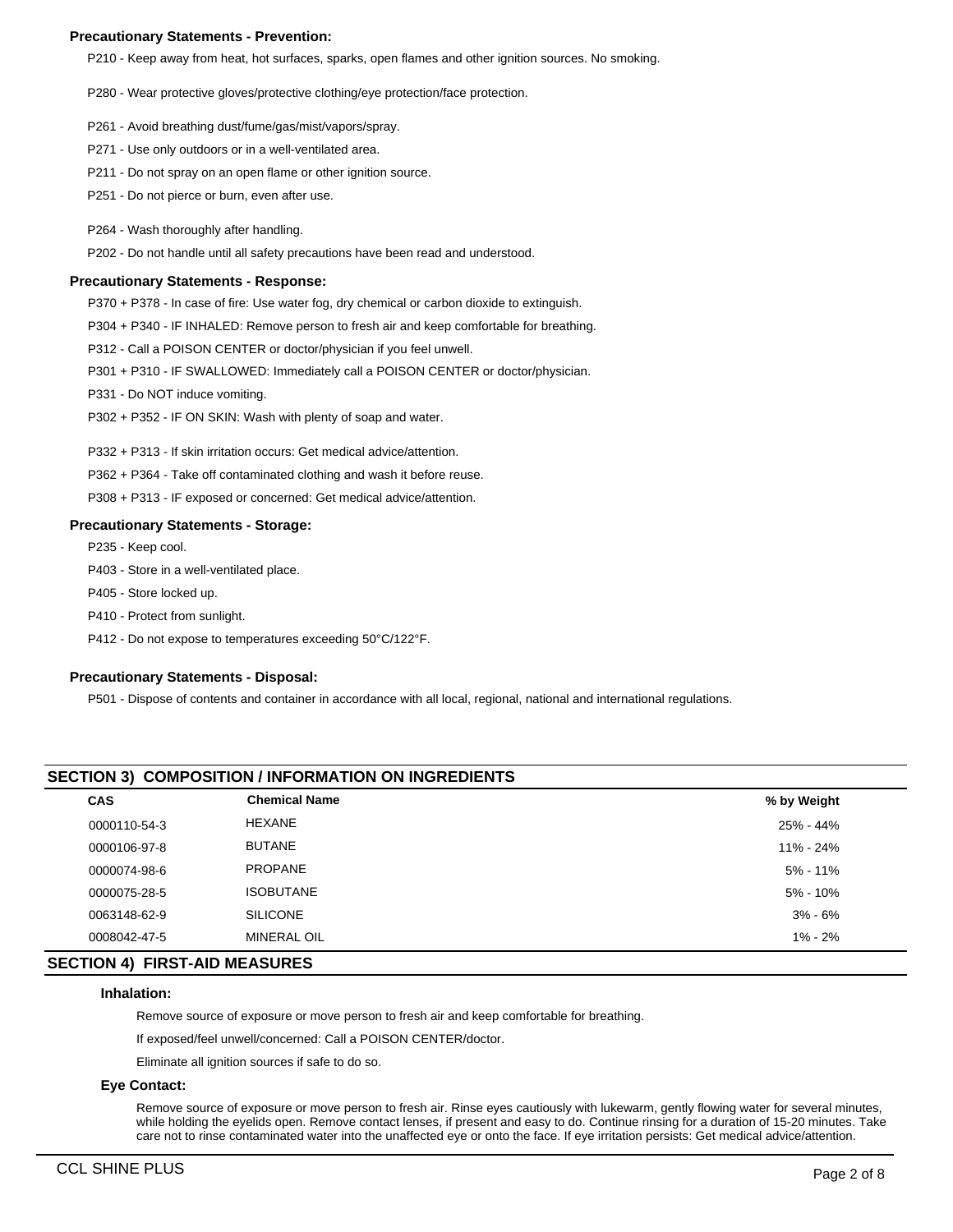**Precautionary Statements - Prevention:**

P210 - Keep away from heat, hot surfaces, sparks, open flames and other ignition sources. No smoking.

P280 - Wear protective gloves/protective clothing/eye protection/face protection.

P261 - Avoid breathing dust/fume/gas/mist/vapors/spray.

P271 - Use only outdoors or in a well-ventilated area.

P211 - Do not spray on an open flame or other ignition source.

P251 - Do not pierce or burn, even after use.

P264 - Wash thoroughly after handling.

P202 - Do not handle until all safety precautions have been read and understood.

**Precautionary Statements - Response:**

P370 + P378 - In case of fire: Use water fog, dry chemical or carbon dioxide to extinguish.

P304 + P340 - IF INHALED: Remove person to fresh air and keep comfortable for breathing.

P312 - Call a POISON CENTER or doctor/physician if you feel unwell.

P301 + P310 - IF SWALLOWED: Immediately call a POISON CENTER or doctor/physician.

P331 - Do NOT induce vomiting.

P302 + P352 - IF ON SKIN: Wash with plenty of soap and water.

P332 + P313 - If skin irritation occurs: Get medical advice/attention.

P362 + P364 - Take off contaminated clothing and wash it before reuse.

P308 + P313 - IF exposed or concerned: Get medical advice/attention.

**Precautionary Statements - Storage:**

P235 - Keep cool.

P403 - Store in a well-ventilated place.

P405 - Store locked up.

P410 - Protect from sunlight.

P412 - Do not expose to temperatures exceeding 50°C/122°F.

**Precautionary Statements - Disposal:**

P501 - Dispose of contents and container in accordance with all local, regional, national and international regulations.

## SECTION 3) COMPOSITION / INFORMATION ON INGREDIENTS

| CAS | Chemical Name | % by Weight |
|---|---|---|
| 0000110-54-3 | HEXANE | 25% - 44% |
| 0000106-97-8 | BUTANE | 11% - 24% |
| 0000074-98-6 | PROPANE | 5% - 11% |
| 0000075-28-5 | ISOBUTANE | 5% - 10% |
| 0063148-62-9 | SILICONE | 3% - 6% |
| 0008042-47-5 | MINERAL OIL | 1% - 2% |

## SECTION 4) FIRST-AID MEASURES

**Inhalation:**

Remove source of exposure or move person to fresh air and keep comfortable for breathing.

If exposed/feel unwell/concerned: Call a POISON CENTER/doctor.

Eliminate all ignition sources if safe to do so.

**Eye Contact:**

Remove source of exposure or move person to fresh air. Rinse eyes cautiously with lukewarm, gently flowing water for several minutes, while holding the eyelids open. Remove contact lenses, if present and easy to do. Continue rinsing for a duration of 15-20 minutes. Take care not to rinse contaminated water into the unaffected eye or onto the face. If eye irritation persists: Get medical advice/attention.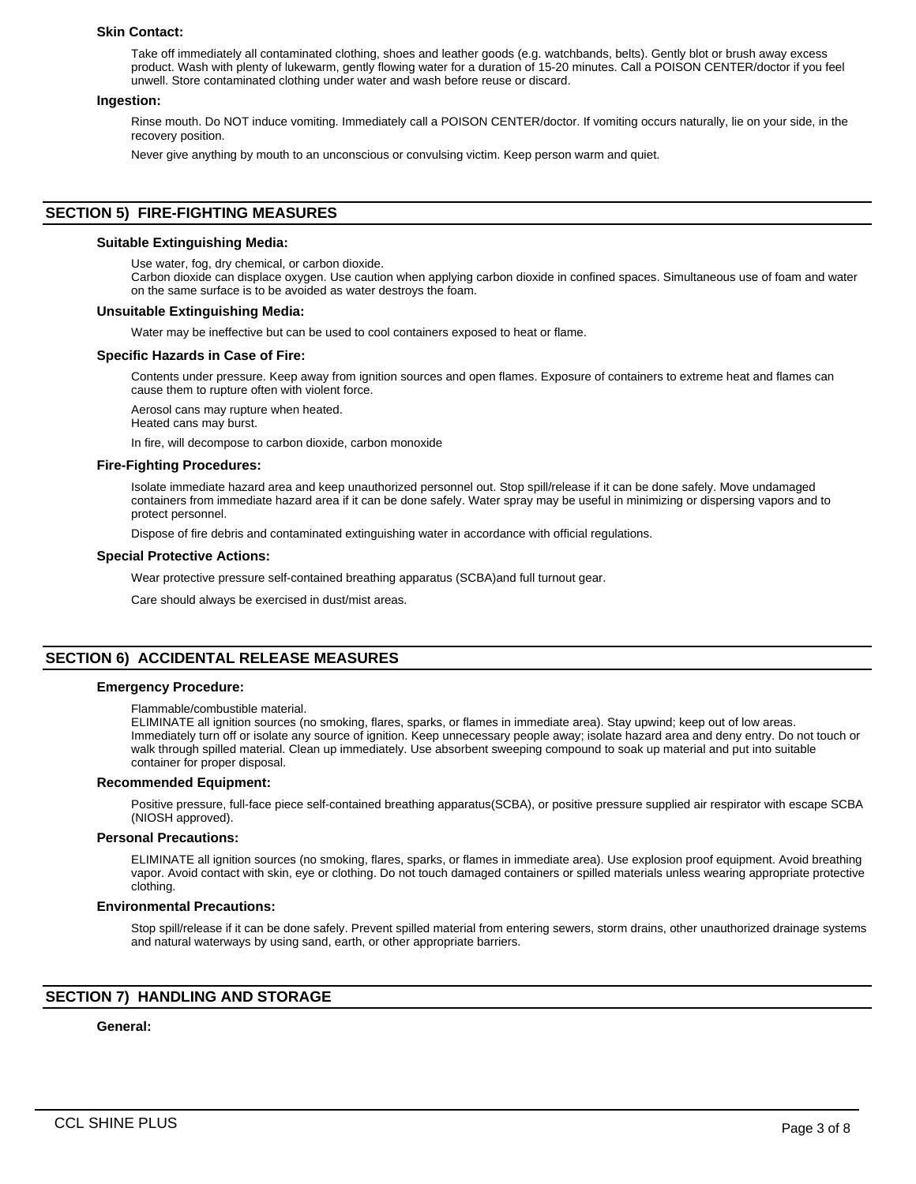### Skin Contact:

Take off immediately all contaminated clothing, shoes and leather goods (e.g. watchbands, belts). Gently blot or brush away excess product. Wash with plenty of lukewarm, gently flowing water for a duration of 15-20 minutes. Call a POISON CENTER/doctor if you feel unwell. Store contaminated clothing under water and wash before reuse or discard.

### Ingestion:

Rinse mouth. Do NOT induce vomiting. Immediately call a POISON CENTER/doctor. If vomiting occurs naturally, lie on your side, in the recovery position.

Never give anything by mouth to an unconscious or convulsing victim. Keep person warm and quiet.

## SECTION 5) FIRE-FIGHTING MEASURES

### Suitable Extinguishing Media:

Use water, fog, dry chemical, or carbon dioxide.
Carbon dioxide can displace oxygen. Use caution when applying carbon dioxide in confined spaces. Simultaneous use of foam and water on the same surface is to be avoided as water destroys the foam.

### Unsuitable Extinguishing Media:

Water may be ineffective but can be used to cool containers exposed to heat or flame.

### Specific Hazards in Case of Fire:

Contents under pressure. Keep away from ignition sources and open flames. Exposure of containers to extreme heat and flames can cause them to rupture often with violent force.

Aerosol cans may rupture when heated.
Heated cans may burst.

In fire, will decompose to carbon dioxide, carbon monoxide

### Fire-Fighting Procedures:

Isolate immediate hazard area and keep unauthorized personnel out. Stop spill/release if it can be done safely. Move undamaged containers from immediate hazard area if it can be done safely. Water spray may be useful in minimizing or dispersing vapors and to protect personnel.

Dispose of fire debris and contaminated extinguishing water in accordance with official regulations.

### Special Protective Actions:

Wear protective pressure self-contained breathing apparatus (SCBA)and full turnout gear.

Care should always be exercised in dust/mist areas.

## SECTION 6) ACCIDENTAL RELEASE MEASURES

### Emergency Procedure:

Flammable/combustible material.
ELIMINATE all ignition sources (no smoking, flares, sparks, or flames in immediate area). Stay upwind; keep out of low areas. Immediately turn off or isolate any source of ignition. Keep unnecessary people away; isolate hazard area and deny entry. Do not touch or walk through spilled material. Clean up immediately. Use absorbent sweeping compound to soak up material and put into suitable container for proper disposal.

### Recommended Equipment:

Positive pressure, full-face piece self-contained breathing apparatus(SCBA), or positive pressure supplied air respirator with escape SCBA (NIOSH approved).

### Personal Precautions:

ELIMINATE all ignition sources (no smoking, flares, sparks, or flames in immediate area). Use explosion proof equipment. Avoid breathing vapor. Avoid contact with skin, eye or clothing. Do not touch damaged containers or spilled materials unless wearing appropriate protective clothing.

### Environmental Precautions:

Stop spill/release if it can be done safely. Prevent spilled material from entering sewers, storm drains, other unauthorized drainage systems and natural waterways by using sand, earth, or other appropriate barriers.

## SECTION 7) HANDLING AND STORAGE

### General: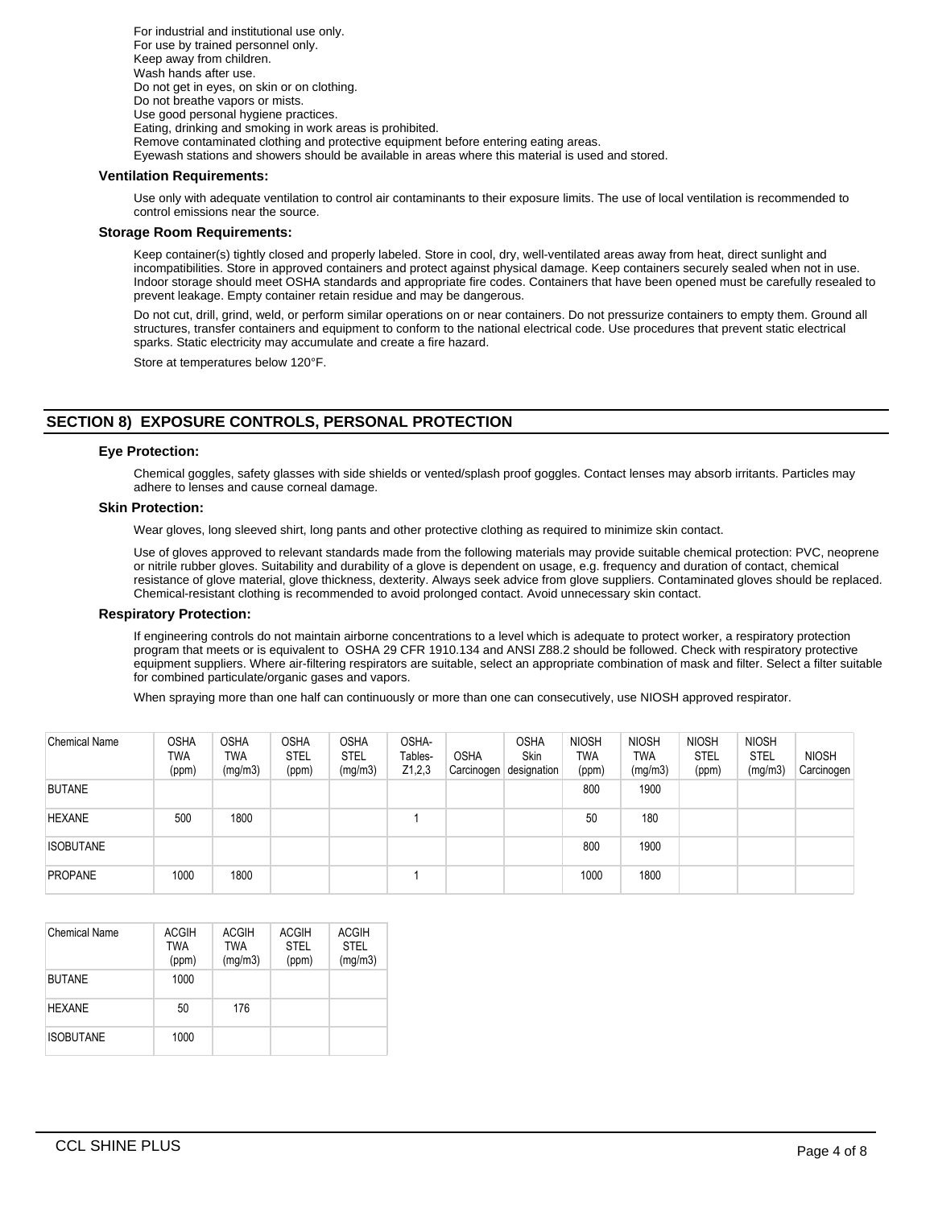For industrial and institutional use only.
For use by trained personnel only.
Keep away from children.
Wash hands after use.
Do not get in eyes, on skin or on clothing.
Do not breathe vapors or mists.
Use good personal hygiene practices.
Eating, drinking and smoking in work areas is prohibited.
Remove contaminated clothing and protective equipment before entering eating areas.
Eyewash stations and showers should be available in areas where this material is used and stored.

### Ventilation Requirements:

Use only with adequate ventilation to control air contaminants to their exposure limits. The use of local ventilation is recommended to control emissions near the source.

### Storage Room Requirements:

Keep container(s) tightly closed and properly labeled. Store in cool, dry, well-ventilated areas away from heat, direct sunlight and incompatibilities. Store in approved containers and protect against physical damage. Keep containers securely sealed when not in use. Indoor storage should meet OSHA standards and appropriate fire codes. Containers that have been opened must be carefully resealed to prevent leakage. Empty container retain residue and may be dangerous.

Do not cut, drill, grind, weld, or perform similar operations on or near containers. Do not pressurize containers to empty them. Ground all structures, transfer containers and equipment to conform to the national electrical code. Use procedures that prevent static electrical sparks. Static electricity may accumulate and create a fire hazard.

Store at temperatures below 120°F.

## SECTION 8) EXPOSURE CONTROLS, PERSONAL PROTECTION

### Eye Protection:

Chemical goggles, safety glasses with side shields or vented/splash proof goggles. Contact lenses may absorb irritants. Particles may adhere to lenses and cause corneal damage.

### Skin Protection:

Wear gloves, long sleeved shirt, long pants and other protective clothing as required to minimize skin contact.

Use of gloves approved to relevant standards made from the following materials may provide suitable chemical protection: PVC, neoprene or nitrile rubber gloves. Suitability and durability of a glove is dependent on usage, e.g. frequency and duration of contact, chemical resistance of glove material, glove thickness, dexterity. Always seek advice from glove suppliers. Contaminated gloves should be replaced. Chemical-resistant clothing is recommended to avoid prolonged contact. Avoid unnecessary skin contact.

### Respiratory Protection:

If engineering controls do not maintain airborne concentrations to a level which is adequate to protect worker, a respiratory protection program that meets or is equivalent to OSHA 29 CFR 1910.134 and ANSI Z88.2 should be followed. Check with respiratory protective equipment suppliers. Where air-filtering respirators are suitable, select an appropriate combination of mask and filter. Select a filter suitable for combined particulate/organic gases and vapors.

When spraying more than one half can continuously or more than one can consecutively, use NIOSH approved respirator.

| Chemical Name | OSHA TWA (ppm) | OSHA TWA (mg/m3) | OSHA STEL (ppm) | OSHA STEL (mg/m3) | OSHA- Tables- Z1,2,3 | OSHA Carcinogen | OSHA Skin designation | NIOSH TWA (ppm) | NIOSH TWA (mg/m3) | NIOSH STEL (ppm) | NIOSH STEL (mg/m3) | NIOSH Carcinogen |
|---|---|---|---|---|---|---|---|---|---|---|---|---|
| BUTANE | | | | | | | | 800 | 1900 | | | |
| HEXANE | 500 | 1800 | | | 1 | | | 50 | 180 | | | |
| ISOBUTANE | | | | | | | | 800 | 1900 | | | |
| PROPANE | 1000 | 1800 | | | 1 | | | 1000 | 1800 | | | |

| Chemical Name | ACGIH TWA (ppm) | ACGIH TWA (mg/m3) | ACGIH STEL (ppm) | ACGIH STEL (mg/m3) |
|---|---|---|---|---|
| BUTANE | 1000 | | | |
| HEXANE | 50 | 176 | | |
| ISOBUTANE | 1000 | | | |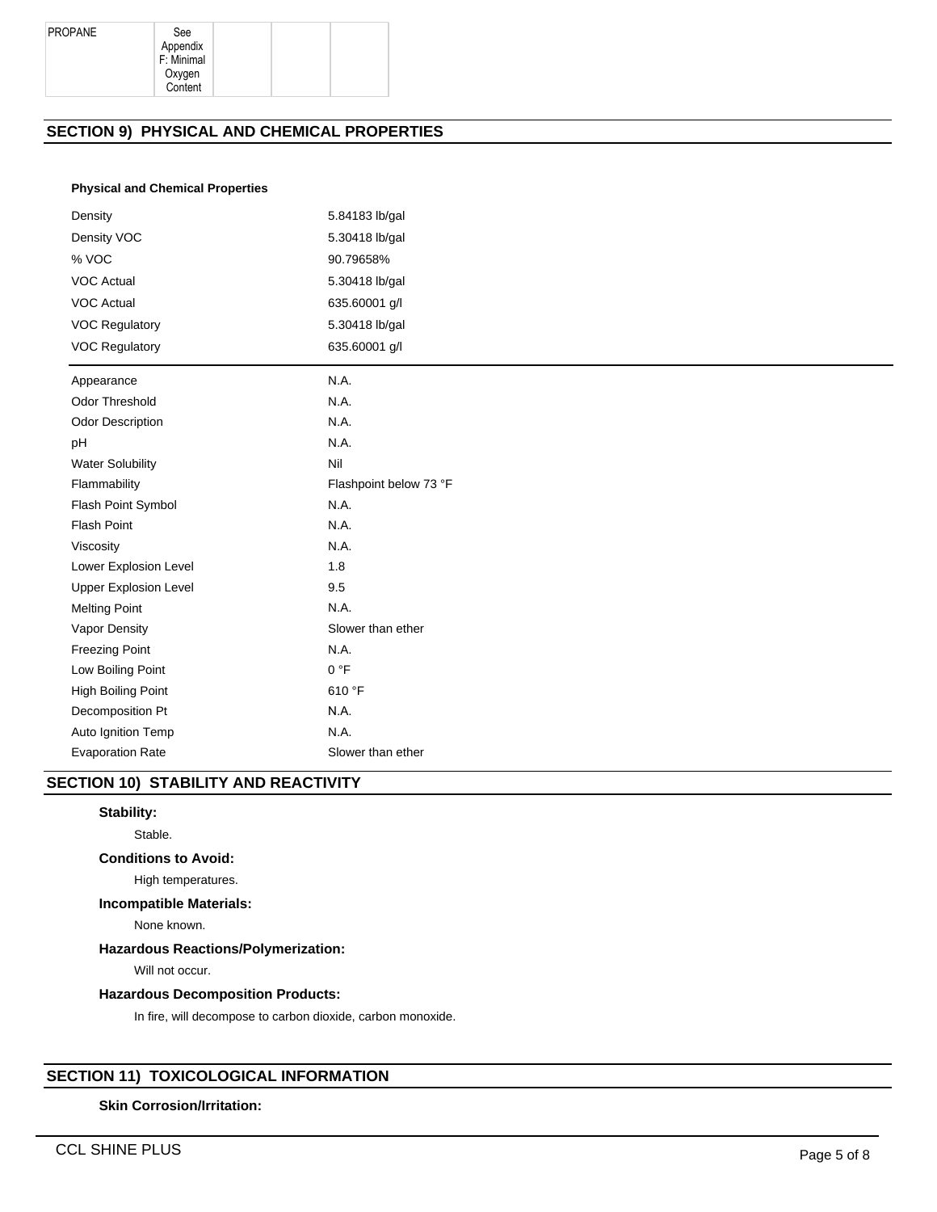| PROPANE | See Appendix F: Minimal Oxygen Content | | | |
|---|---|---|---|---|

## SECTION 9) PHYSICAL AND CHEMICAL PROPERTIES

**Physical and Chemical Properties**

| | |
|---|---|
| Density | 5.84183 lb/gal |
| Density VOC | 5.30418 lb/gal |
| % VOC | 90.79658% |
| VOC Actual | 5.30418 lb/gal |
| VOC Actual | 635.60001 g/l |
| VOC Regulatory | 5.30418 lb/gal |
| VOC Regulatory | 635.60001 g/l |

| | |
|---|---|
| Appearance | N.A. |
| Odor Threshold | N.A. |
| Odor Description | N.A. |
| pH | N.A. |
| Water Solubility | Nil |
| Flammability | Flashpoint below 73 °F |
| Flash Point Symbol | N.A. |
| Flash Point | N.A. |
| Viscosity | N.A. |
| Lower Explosion Level | 1.8 |
| Upper Explosion Level | 9.5 |
| Melting Point | N.A. |
| Vapor Density | Slower than ether |
| Freezing Point | N.A. |
| Low Boiling Point | 0 °F |
| High Boiling Point | 610 °F |
| Decomposition Pt | N.A. |
| Auto Ignition Temp | N.A. |
| Evaporation Rate | Slower than ether |

## SECTION 10) STABILITY AND REACTIVITY

**Stability:**

Stable.

**Conditions to Avoid:**

High temperatures.

**Incompatible Materials:**

None known.

**Hazardous Reactions/Polymerization:**

Will not occur.

**Hazardous Decomposition Products:**

In fire, will decompose to carbon dioxide, carbon monoxide.

## SECTION 11) TOXICOLOGICAL INFORMATION

**Skin Corrosion/Irritation:**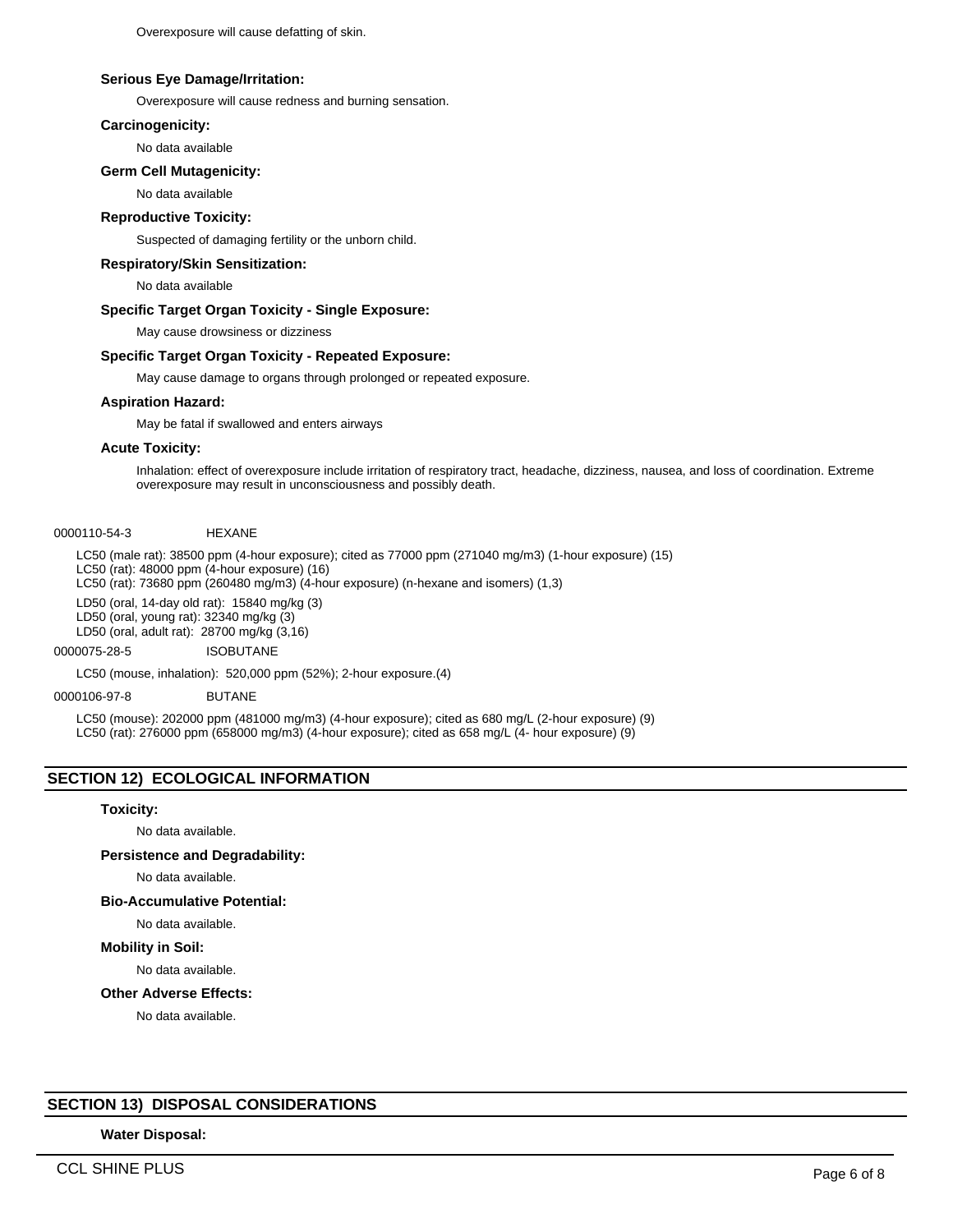Overexposure will cause defatting of skin.

**Serious Eye Damage/Irritation:**

Overexposure will cause redness and burning sensation.

**Carcinogenicity:**

No data available

**Germ Cell Mutagenicity:**

No data available

**Reproductive Toxicity:**

Suspected of damaging fertility or the unborn child.

**Respiratory/Skin Sensitization:**

No data available

**Specific Target Organ Toxicity - Single Exposure:**

May cause drowsiness or dizziness

**Specific Target Organ Toxicity - Repeated Exposure:**

May cause damage to organs through prolonged or repeated exposure.

**Aspiration Hazard:**

May be fatal if swallowed and enters airways

**Acute Toxicity:**

Inhalation: effect of overexposure include irritation of respiratory tract, headache, dizziness, nausea, and loss of coordination. Extreme overexposure may result in unconsciousness and possibly death.

0000110-54-3 HEXANE

LC50 (male rat): 38500 ppm (4-hour exposure); cited as 77000 ppm (271040 mg/m3) (1-hour exposure) (15)
LC50 (rat): 48000 ppm (4-hour exposure) (16)
LC50 (rat): 73680 ppm (260480 mg/m3) (4-hour exposure) (n-hexane and isomers) (1,3)

LD50 (oral, 14-day old rat): 15840 mg/kg (3)
LD50 (oral, young rat): 32340 mg/kg (3)
LD50 (oral, adult rat): 28700 mg/kg (3,16)

0000075-28-5 ISOBUTANE

LC50 (mouse, inhalation): 520,000 ppm (52%); 2-hour exposure.(4)

0000106-97-8 BUTANE

LC50 (mouse): 202000 ppm (481000 mg/m3) (4-hour exposure); cited as 680 mg/L (2-hour exposure) (9)
LC50 (rat): 276000 ppm (658000 mg/m3) (4-hour exposure); cited as 658 mg/L (4- hour exposure) (9)

## SECTION 12) ECOLOGICAL INFORMATION

**Toxicity:**

No data available.

**Persistence and Degradability:**

No data available.

**Bio-Accumulative Potential:**

No data available.

**Mobility in Soil:**

No data available.

**Other Adverse Effects:**

No data available.

## SECTION 13) DISPOSAL CONSIDERATIONS

**Water Disposal:**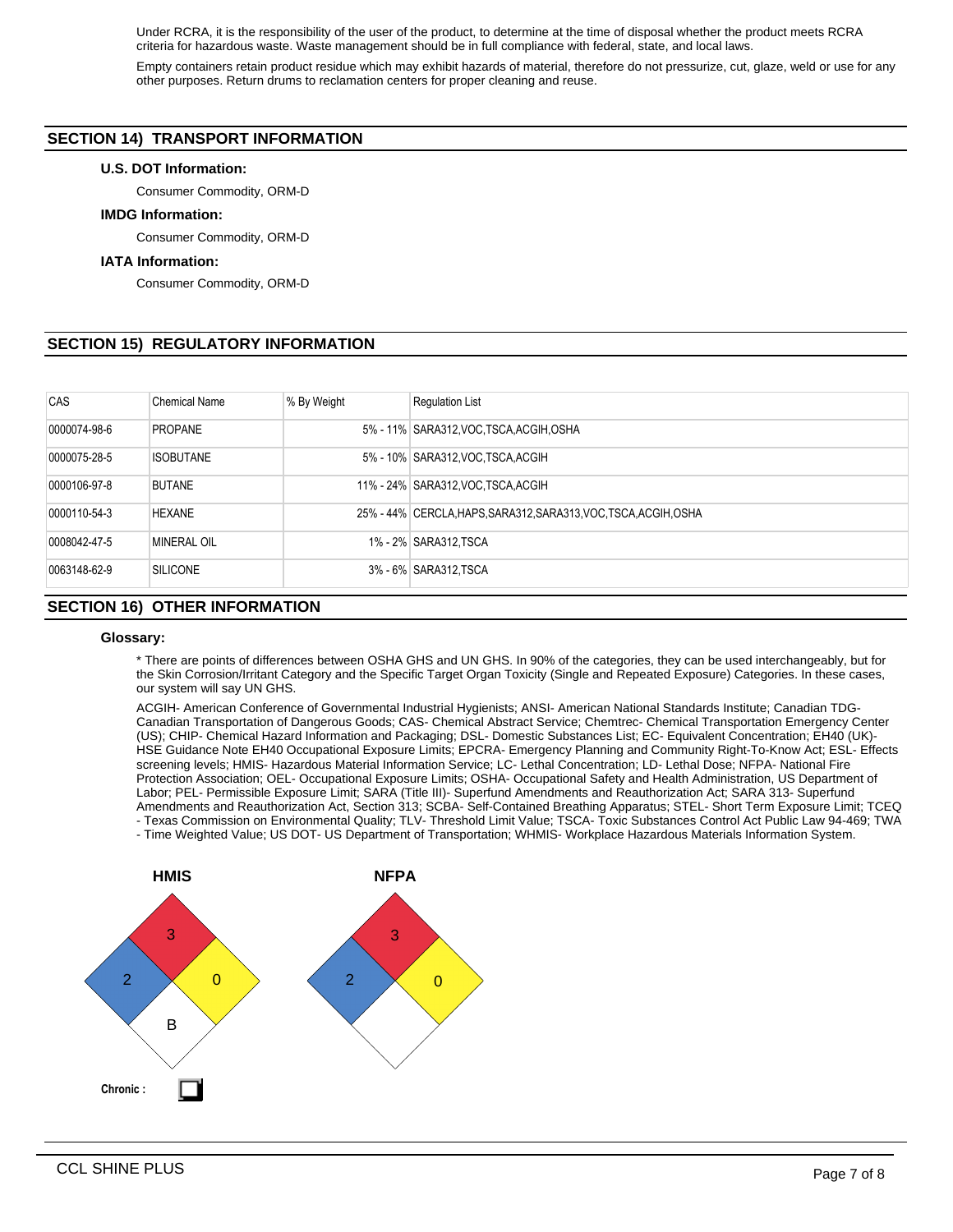Under RCRA, it is the responsibility of the user of the product, to determine at the time of disposal whether the product meets RCRA criteria for hazardous waste. Waste management should be in full compliance with federal, state, and local laws.

Empty containers retain product residue which may exhibit hazards of material, therefore do not pressurize, cut, glaze, weld or use for any other purposes. Return drums to reclamation centers for proper cleaning and reuse.

## SECTION 14) TRANSPORT INFORMATION

### U.S. DOT Information:

Consumer Commodity, ORM-D

### IMDG Information:

Consumer Commodity, ORM-D

### IATA Information:

Consumer Commodity, ORM-D

## SECTION 15) REGULATORY INFORMATION

| CAS | Chemical Name | % By Weight | Regulation List |
|---|---|---|---|
| 0000074-98-6 | PROPANE | 5% - 11% | SARA312,VOC,TSCA,ACGIH,OSHA |
| 0000075-28-5 | ISOBUTANE | 5% - 10% | SARA312,VOC,TSCA,ACGIH |
| 0000106-97-8 | BUTANE | 11% - 24% | SARA312,VOC,TSCA,ACGIH |
| 0000110-54-3 | HEXANE | 25% - 44% | CERCLA,HAPS,SARA312,SARA313,VOC,TSCA,ACGIH,OSHA |
| 0008042-47-5 | MINERAL OIL | 1% - 2% | SARA312,TSCA |
| 0063148-62-9 | SILICONE | 3% - 6% | SARA312,TSCA |

## SECTION 16) OTHER INFORMATION

### Glossary:

* There are points of differences between OSHA GHS and UN GHS. In 90% of the categories, they can be used interchangeably, but for the Skin Corrosion/Irritant Category and the Specific Target Organ Toxicity (Single and Repeated Exposure) Categories. In these cases, our system will say UN GHS.

ACGIH- American Conference of Governmental Industrial Hygienists; ANSI- American National Standards Institute; Canadian TDG- Canadian Transportation of Dangerous Goods; CAS- Chemical Abstract Service; Chemtrec- Chemical Transportation Emergency Center (US); CHIP- Chemical Hazard Information and Packaging; DSL- Domestic Substances List; EC- Equivalent Concentration; EH40 (UK)- HSE Guidance Note EH40 Occupational Exposure Limits; EPCRA- Emergency Planning and Community Right-To-Know Act; ESL- Effects screening levels; HMIS- Hazardous Material Information Service; LC- Lethal Concentration; LD- Lethal Dose; NFPA- National Fire Protection Association; OEL- Occupational Exposure Limits; OSHA- Occupational Safety and Health Administration, US Department of Labor; PEL- Permissible Exposure Limit; SARA (Title III)- Superfund Amendments and Reauthorization Act; SARA 313- Superfund Amendments and Reauthorization Act, Section 313; SCBA- Self-Contained Breathing Apparatus; STEL- Short Term Exposure Limit; TCEQ - Texas Commission on Environmental Quality; TLV- Threshold Limit Value; TSCA- Toxic Substances Control Act Public Law 94-469; TWA - Time Weighted Value; US DOT- US Department of Transportation; WHMIS- Workplace Hazardous Materials Information System.

**HMIS**

Health: 2, Flammability: 3, Reactivity: 0, Special: B

**NFPA**

Health: 2, Flammability: 3, Reactivity: 0

**Chronic :** ☐

CCL SHINE PLUS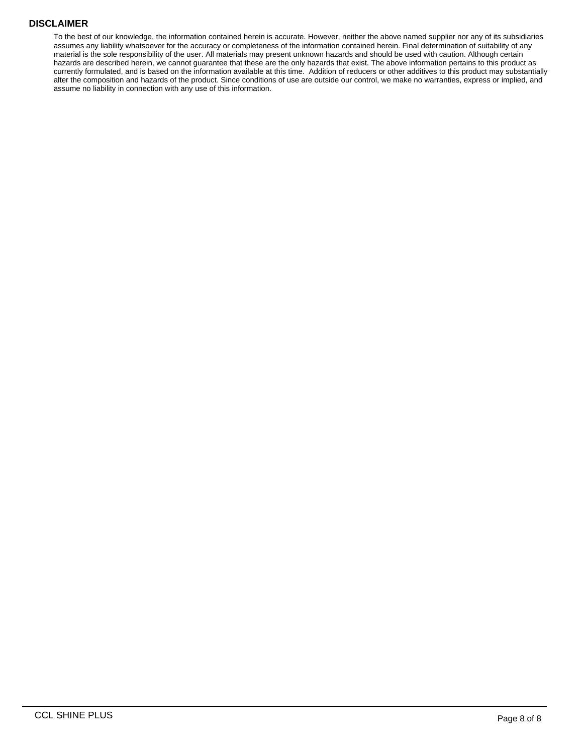## DISCLAIMER

To the best of our knowledge, the information contained herein is accurate. However, neither the above named supplier nor any of its subsidiaries assumes any liability whatsoever for the accuracy or completeness of the information contained herein. Final determination of suitability of any material is the sole responsibility of the user. All materials may present unknown hazards and should be used with caution. Although certain hazards are described herein, we cannot guarantee that these are the only hazards that exist. The above information pertains to this product as currently formulated, and is based on the information available at this time. Addition of reducers or other additives to this product may substantially alter the composition and hazards of the product. Since conditions of use are outside our control, we make no warranties, express or implied, and assume no liability in connection with any use of this information.